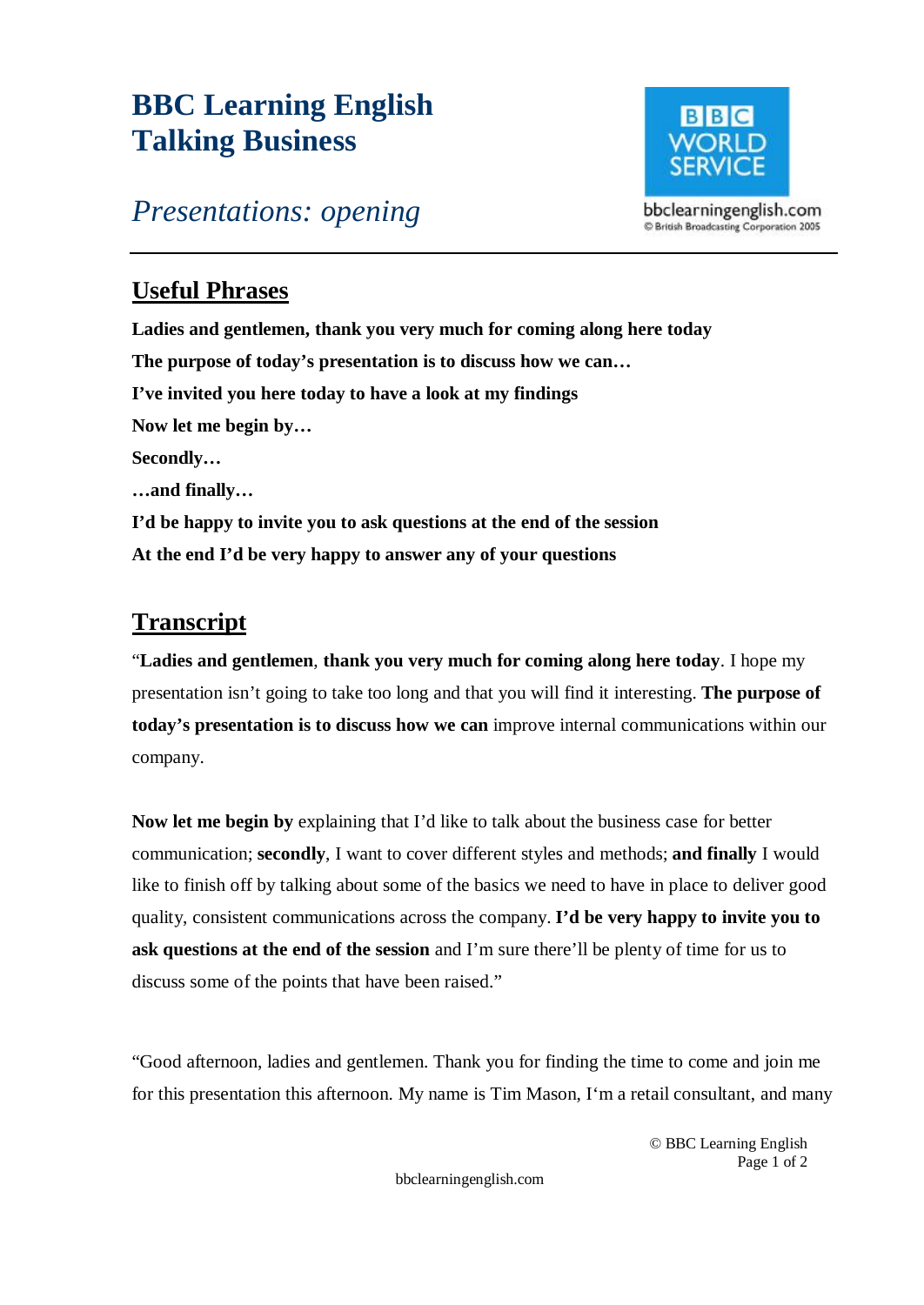# BBC Learning English
# Talking Business

## *Presentations: opening*

bbclearningenglish.com
© British Broadcasting Corporation 2005

## Useful Phrases

**Ladies and gentlemen, thank you very much for coming along here today**

**The purpose of today's presentation is to discuss how we can…**

**I've invited you here today to have a look at my findings**

**Now let me begin by…**

**Secondly…**

**…and finally…**

**I'd be happy to invite you to ask questions at the end of the session**

**At the end I'd be very happy to answer any of your questions**

## Transcript

"**Ladies and gentlemen**, **thank you very much for coming along here today**. I hope my presentation isn't going to take too long and that you will find it interesting. **The purpose of today's presentation is to discuss how we can** improve internal communications within our company.

**Now let me begin by** explaining that I'd like to talk about the business case for better communication; **secondly**, I want to cover different styles and methods; **and finally** I would like to finish off by talking about some of the basics we need to have in place to deliver good quality, consistent communications across the company. **I'd be very happy to invite you to ask questions at the end of the session** and I'm sure there'll be plenty of time for us to discuss some of the points that have been raised."

"Good afternoon, ladies and gentlemen. Thank you for finding the time to come and join me for this presentation this afternoon. My name is Tim Mason, I'm a retail consultant, and many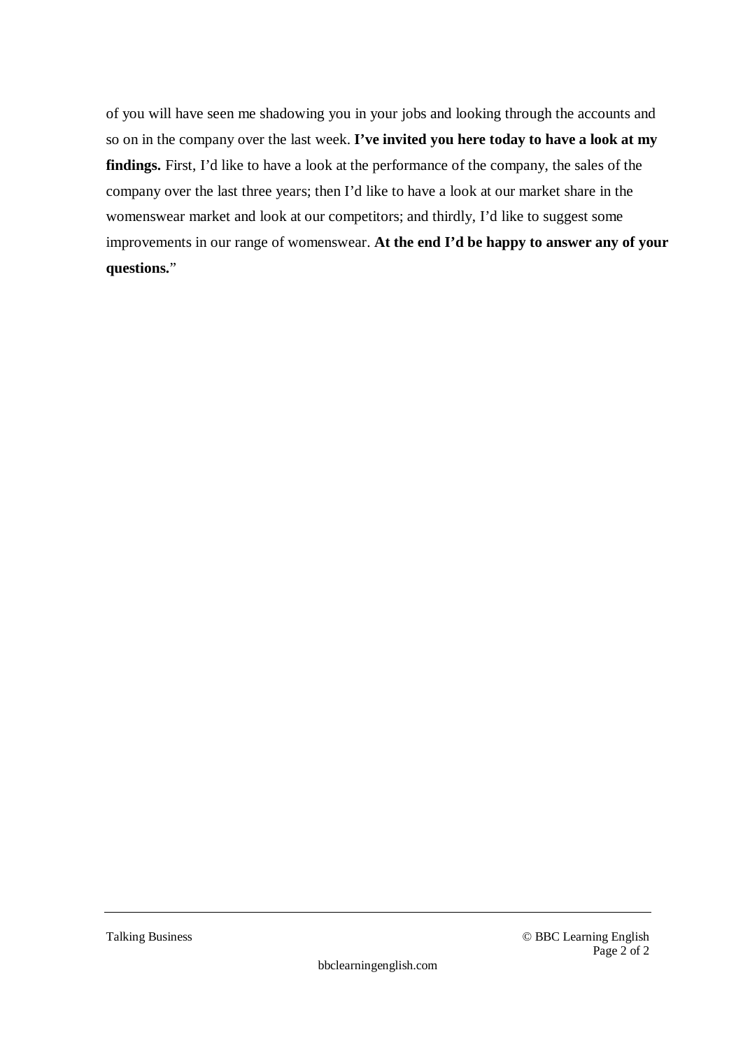of you will have seen me shadowing you in your jobs and looking through the accounts and so on in the company over the last week. **I've invited you here today to have a look at my findings.** First, I'd like to have a look at the performance of the company, the sales of the company over the last three years; then I'd like to have a look at our market share in the womenswear market and look at our competitors; and thirdly, I'd like to suggest some improvements in our range of womenswear. **At the end I'd be happy to answer any of your questions.**"